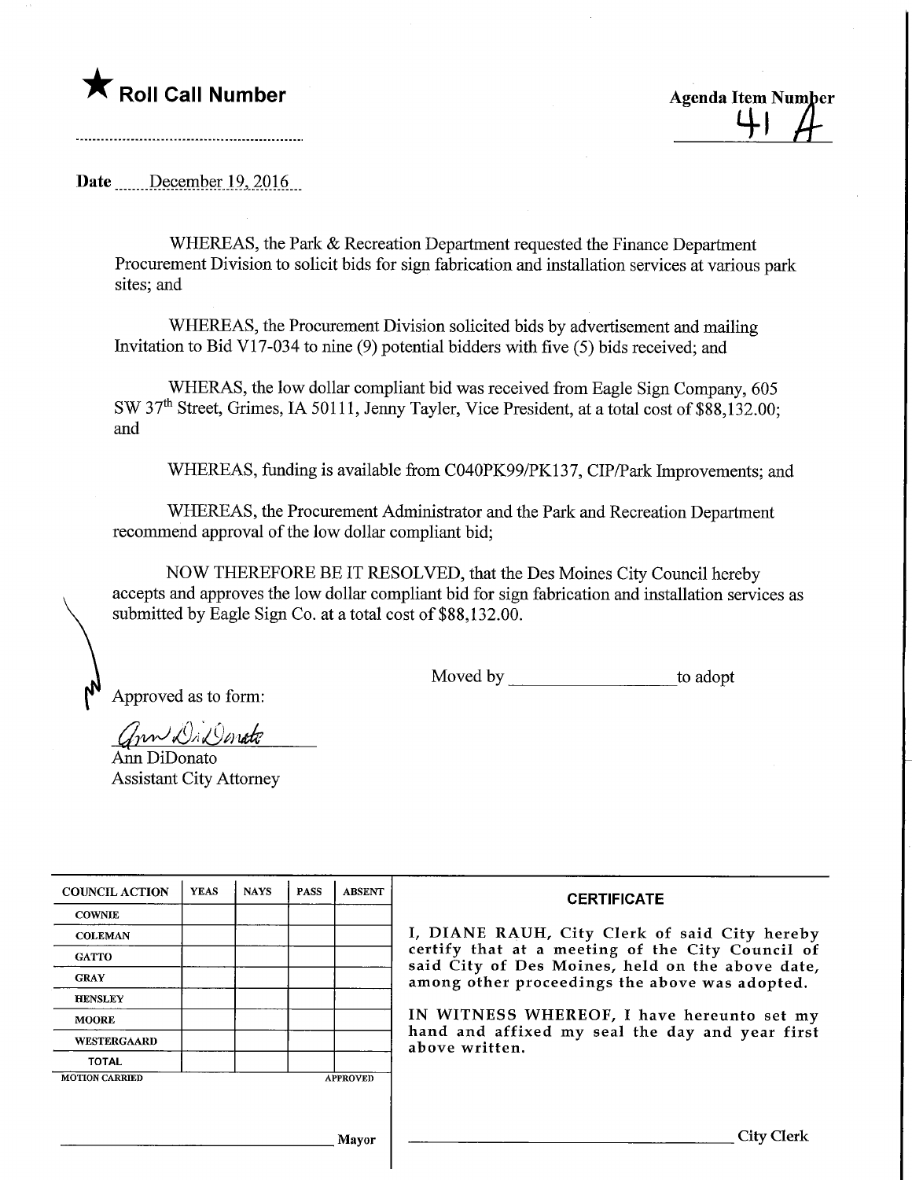★ **Roll Call Number**

Agenda Item Number
41 A

Date December 19, 2016

WHEREAS, the Park & Recreation Department requested the Finance Department Procurement Division to solicit bids for sign fabrication and installation services at various park sites; and

WHEREAS, the Procurement Division solicited bids by advertisement and mailing Invitation to Bid V17-034 to nine (9) potential bidders with five (5) bids received; and

WHERAS, the low dollar compliant bid was received from Eagle Sign Company, 605 SW 37th Street, Grimes, IA 50111, Jenny Tayler, Vice President, at a total cost of $88,132.00; and

WHEREAS, funding is available from C040PK99/PK137, CIP/Park Improvements; and

WHEREAS, the Procurement Administrator and the Park and Recreation Department recommend approval of the low dollar compliant bid;

NOW THEREFORE BE IT RESOLVED, that the Des Moines City Council hereby accepts and approves the low dollar compliant bid for sign fabrication and installation services as submitted by Eagle Sign Co. at a total cost of $88,132.00.

Moved by __________________ to adopt

Approved as to form:

Ann DiDonato
Ann DiDonato
Assistant City Attorney

| COUNCIL ACTION | YEAS | NAYS | PASS | ABSENT |
|---|---|---|---|---|
| COWNIE | | | | |
| COLEMAN | | | | |
| GATTO | | | | |
| GRAY | | | | |
| HENSLEY | | | | |
| MOORE | | | | |
| WESTERGAARD | | | | |
| TOTAL | | | | |
| MOTION CARRIED | | | | APPROVED |

_________________________ Mayor

**CERTIFICATE**

I, DIANE RAUH, City Clerk of said City hereby certify that at a meeting of the City Council of said City of Des Moines, held on the above date, among other proceedings the above was adopted.

IN WITNESS WHEREOF, I have hereunto set my hand and affixed my seal the day and year first above written.

_________________________ City Clerk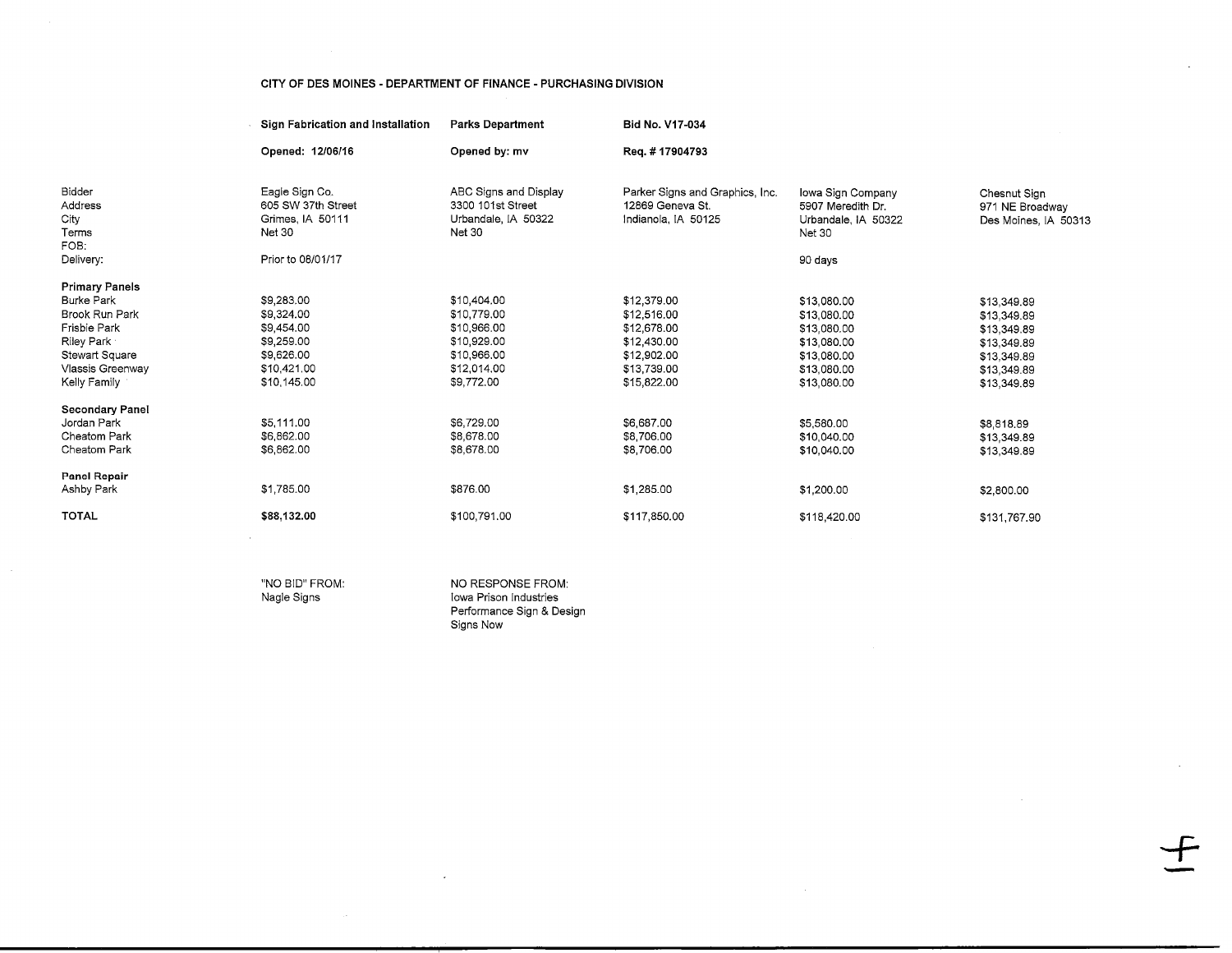CITY OF DES MOINES - DEPARTMENT OF FINANCE - PURCHASING DIVISION

| | Sign Fabrication and Installation | Parks Department | Bid No. V17-034 | | |
|---|---|---|---|---|---|
| | Opened: 12/06/16 | Opened by: mv | Req. # 17904793 | | |
| Bidder | Eagle Sign Co. | ABC Signs and Display | Parker Signs and Graphics, Inc. | Iowa Sign Company | Chesnut Sign |
| Address | 605 SW 37th Street | 3300 101st Street | 12869 Geneva St. | 5907 Meredith Dr. | 971 NE Broadway |
| City | Grimes, IA 50111 | Urbandale, IA 50322 | Indianola, IA 50125 | Urbandale, IA 50322 | Des Moines, IA 50313 |
| Terms | Net 30 | Net 30 | | Net 30 | |
| FOB: | | | | | |
| Delivery: | Prior to 06/01/17 | | | 90 days | |
| **Primary Panels** | | | | | |
| Burke Park | $9,283.00 | $10,404.00 | $12,379.00 | $13,080.00 | $13,349.89 |
| Brook Run Park | $9,324.00 | $10,779.00 | $12,516.00 | $13,080.00 | $13,349.89 |
| Frisbie Park | $9,454.00 | $10,966.00 | $12,678.00 | $13,080.00 | $13,349.89 |
| Riley Park | $9,259.00 | $10,929.00 | $12,430.00 | $13,080.00 | $13,349.89 |
| Stewart Square | $9,626.00 | $10,966.00 | $12,902.00 | $13,080.00 | $13,349.89 |
| Vlassis Greenway | $10,421.00 | $12,014.00 | $13,739.00 | $13,080.00 | $13,349.89 |
| Kelly Family | $10,145.00 | $9,772.00 | $15,822.00 | $13,080.00 | $13,349.89 |
| **Secondary Panel** | | | | | |
| Jordan Park | $5,111.00 | $6,729.00 | $6,687.00 | $5,580.00 | $8,818.89 |
| Cheatom Park | $6,862.00 | $8,678.00 | $8,706.00 | $10,040.00 | $13,349.89 |
| Cheatom Park | $6,862.00 | $8,678.00 | $8,706.00 | $10,040.00 | $13,349.89 |
| **Panel Repair** | | | | | |
| Ashby Park | $1,785.00 | $876.00 | $1,285.00 | $1,200.00 | $2,800.00 |
| **TOTAL** | **$88,132.00** | $100,791.00 | $117,850.00 | $118,420.00 | $131,767.90 |

"NO BID" FROM:
Nagle Signs

NO RESPONSE FROM:
Iowa Prison Industries
Performance Sign & Design
Signs Now